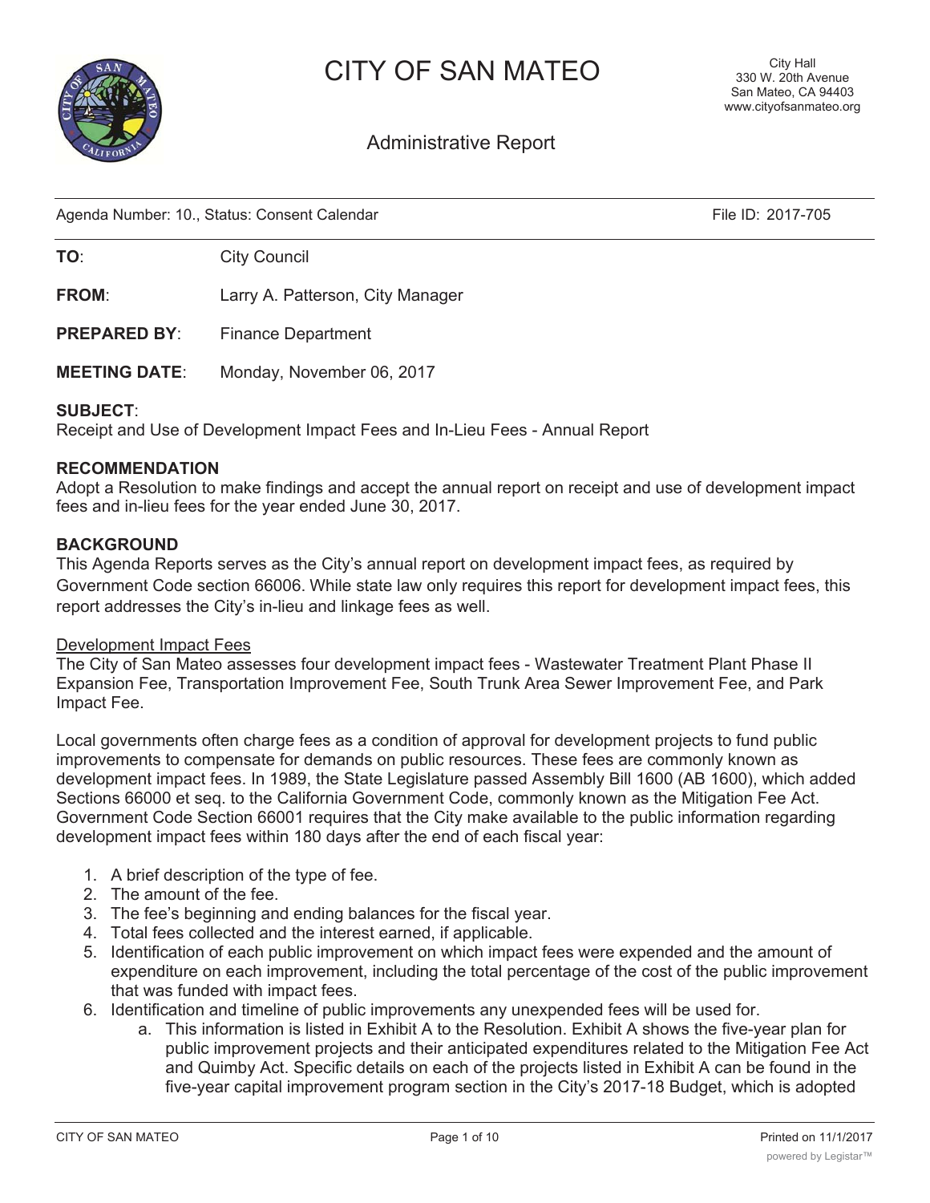# CITY OF SAN MATEO

City Hall
330 W. 20th Avenue
San Mateo, CA 94403
www.cityofsanmateo.org

## Administrative Report

Agenda Number: 10., Status: Consent Calendar — File ID: 2017-705

**TO**: City Council

**FROM**: Larry A. Patterson, City Manager

**PREPARED BY**: Finance Department

**MEETING DATE**: Monday, November 06, 2017

**SUBJECT**:
Receipt and Use of Development Impact Fees and In-Lieu Fees - Annual Report

**RECOMMENDATION**
Adopt a Resolution to make findings and accept the annual report on receipt and use of development impact fees and in-lieu fees for the year ended June 30, 2017.

**BACKGROUND**
This Agenda Reports serves as the City's annual report on development impact fees, as required by Government Code section 66006. While state law only requires this report for development impact fees, this report addresses the City's in-lieu and linkage fees as well.

Development Impact Fees
The City of San Mateo assesses four development impact fees - Wastewater Treatment Plant Phase II Expansion Fee, Transportation Improvement Fee, South Trunk Area Sewer Improvement Fee, and Park Impact Fee.

Local governments often charge fees as a condition of approval for development projects to fund public improvements to compensate for demands on public resources. These fees are commonly known as development impact fees. In 1989, the State Legislature passed Assembly Bill 1600 (AB 1600), which added Sections 66000 et seq. to the California Government Code, commonly known as the Mitigation Fee Act. Government Code Section 66001 requires that the City make available to the public information regarding development impact fees within 180 days after the end of each fiscal year:

1. A brief description of the type of fee.
2. The amount of the fee.
3. The fee's beginning and ending balances for the fiscal year.
4. Total fees collected and the interest earned, if applicable.
5. Identification of each public improvement on which impact fees were expended and the amount of expenditure on each improvement, including the total percentage of the cost of the public improvement that was funded with impact fees.
6. Identification and timeline of public improvements any unexpended fees will be used for.
    a. This information is listed in Exhibit A to the Resolution. Exhibit A shows the five-year plan for public improvement projects and their anticipated expenditures related to the Mitigation Fee Act and Quimby Act. Specific details on each of the projects listed in Exhibit A can be found in the five-year capital improvement program section in the City's 2017-18 Budget, which is adopted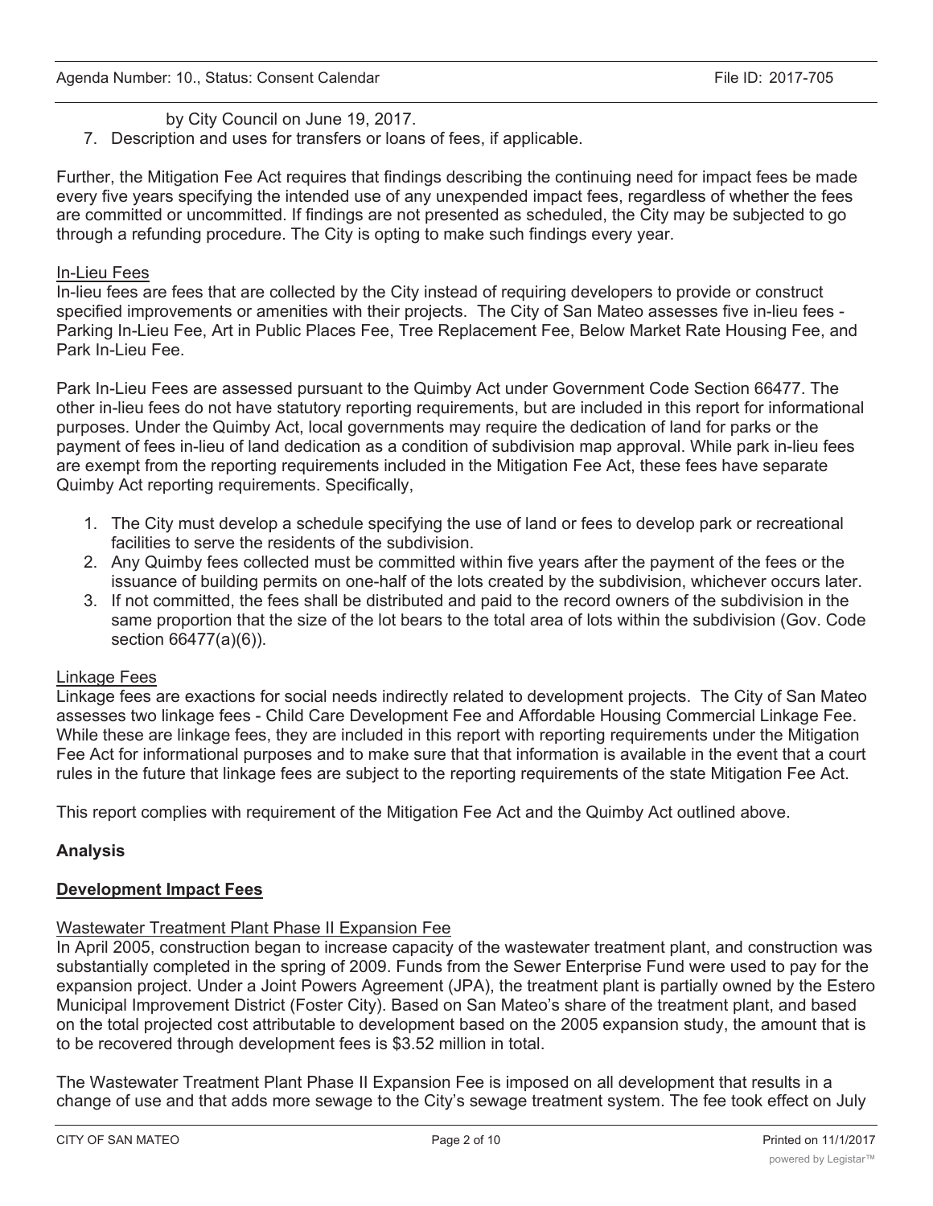by City Council on June 19, 2017.

7. Description and uses for transfers or loans of fees, if applicable.

Further, the Mitigation Fee Act requires that findings describing the continuing need for impact fees be made every five years specifying the intended use of any unexpended impact fees, regardless of whether the fees are committed or uncommitted. If findings are not presented as scheduled, the City may be subjected to go through a refunding procedure. The City is opting to make such findings every year.

In-Lieu Fees

In-lieu fees are fees that are collected by the City instead of requiring developers to provide or construct specified improvements or amenities with their projects. The City of San Mateo assesses five in-lieu fees - Parking In-Lieu Fee, Art in Public Places Fee, Tree Replacement Fee, Below Market Rate Housing Fee, and Park In-Lieu Fee.

Park In-Lieu Fees are assessed pursuant to the Quimby Act under Government Code Section 66477. The other in-lieu fees do not have statutory reporting requirements, but are included in this report for informational purposes. Under the Quimby Act, local governments may require the dedication of land for parks or the payment of fees in-lieu of land dedication as a condition of subdivision map approval. While park in-lieu fees are exempt from the reporting requirements included in the Mitigation Fee Act, these fees have separate Quimby Act reporting requirements. Specifically,

1. The City must develop a schedule specifying the use of land or fees to develop park or recreational facilities to serve the residents of the subdivision.
2. Any Quimby fees collected must be committed within five years after the payment of the fees or the issuance of building permits on one-half of the lots created by the subdivision, whichever occurs later.
3. If not committed, the fees shall be distributed and paid to the record owners of the subdivision in the same proportion that the size of the lot bears to the total area of lots within the subdivision (Gov. Code section 66477(a)(6)).

Linkage Fees

Linkage fees are exactions for social needs indirectly related to development projects. The City of San Mateo assesses two linkage fees - Child Care Development Fee and Affordable Housing Commercial Linkage Fee. While these are linkage fees, they are included in this report with reporting requirements under the Mitigation Fee Act for informational purposes and to make sure that that information is available in the event that a court rules in the future that linkage fees are subject to the reporting requirements of the state Mitigation Fee Act.

This report complies with requirement of the Mitigation Fee Act and the Quimby Act outlined above.

**Analysis**

**Development Impact Fees**

Wastewater Treatment Plant Phase II Expansion Fee

In April 2005, construction began to increase capacity of the wastewater treatment plant, and construction was substantially completed in the spring of 2009. Funds from the Sewer Enterprise Fund were used to pay for the expansion project. Under a Joint Powers Agreement (JPA), the treatment plant is partially owned by the Estero Municipal Improvement District (Foster City). Based on San Mateo's share of the treatment plant, and based on the total projected cost attributable to development based on the 2005 expansion study, the amount that is to be recovered through development fees is $3.52 million in total.

The Wastewater Treatment Plant Phase II Expansion Fee is imposed on all development that results in a change of use and that adds more sewage to the City's sewage treatment system. The fee took effect on July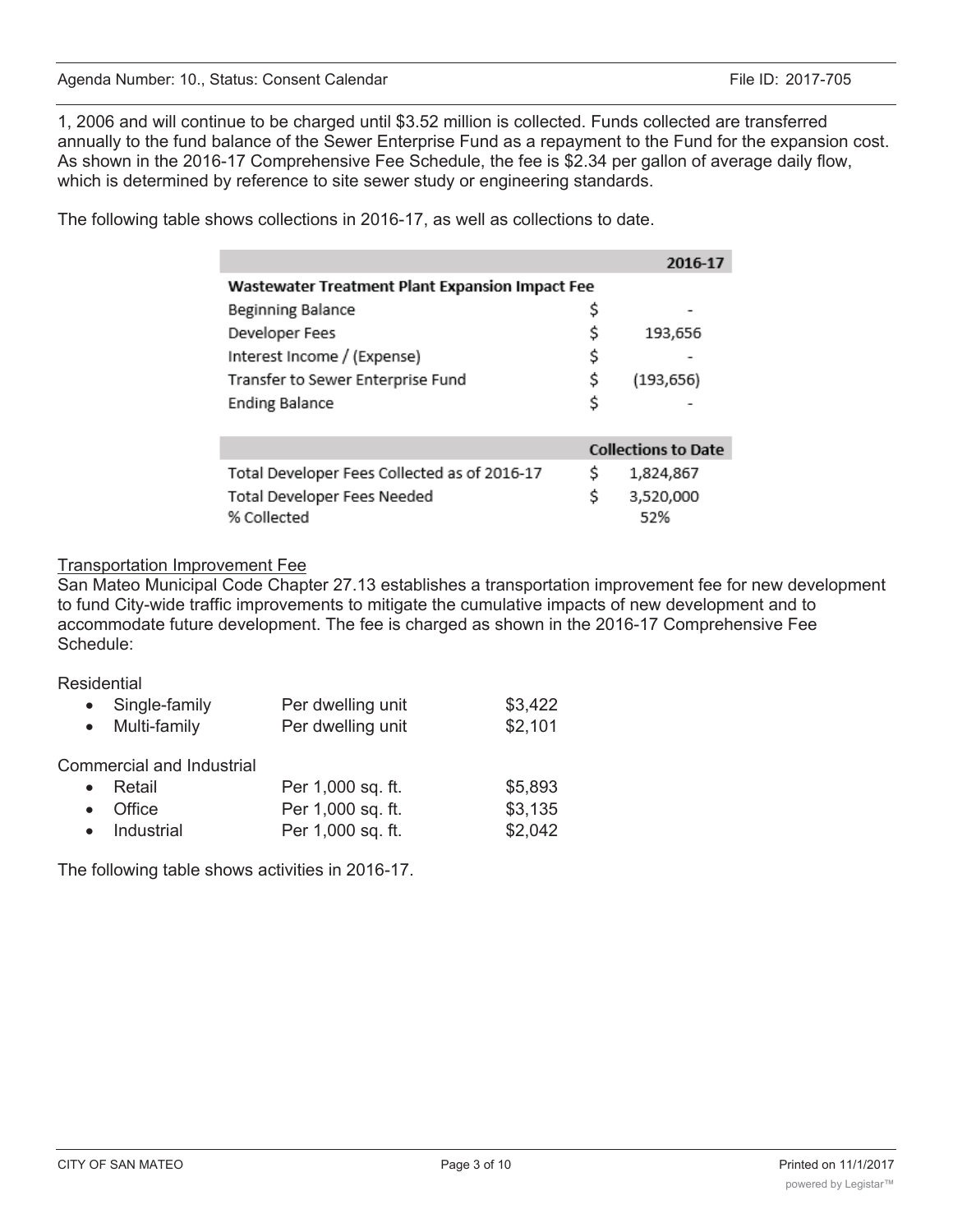1, 2006 and will continue to be charged until $3.52 million is collected. Funds collected are transferred annually to the fund balance of the Sewer Enterprise Fund as a repayment to the Fund for the expansion cost. As shown in the 2016-17 Comprehensive Fee Schedule, the fee is $2.34 per gallon of average daily flow, which is determined by reference to site sewer study or engineering standards.

The following table shows collections in 2016-17, as well as collections to date.

| | | 2016-17 |
|---|---|---|
| **Wastewater Treatment Plant Expansion Impact Fee** | | |
| Beginning Balance | $ | - |
| Developer Fees | $ | 193,656 |
| Interest Income / (Expense) | $ | - |
| Transfer to Sewer Enterprise Fund | $ | (193,656) |
| Ending Balance | $ | - |

| | | Collections to Date |
|---|---|---|
| Total Developer Fees Collected as of 2016-17 | $ | 1,824,867 |
| Total Developer Fees Needed | $ | 3,520,000 |
| % Collected | | 52% |

<u>Transportation Improvement Fee</u>

San Mateo Municipal Code Chapter 27.13 establishes a transportation improvement fee for new development to fund City-wide traffic improvements to mitigate the cumulative impacts of new development and to accommodate future development. The fee is charged as shown in the 2016-17 Comprehensive Fee Schedule:

Residential

| | | |
|---|---|---|
| • Single-family | Per dwelling unit | $3,422 |
| • Multi-family | Per dwelling unit | $2,101 |

Commercial and Industrial

| | | |
|---|---|---|
| • Retail | Per 1,000 sq. ft. | $5,893 |
| • Office | Per 1,000 sq. ft. | $3,135 |
| • Industrial | Per 1,000 sq. ft. | $2,042 |

The following table shows activities in 2016-17.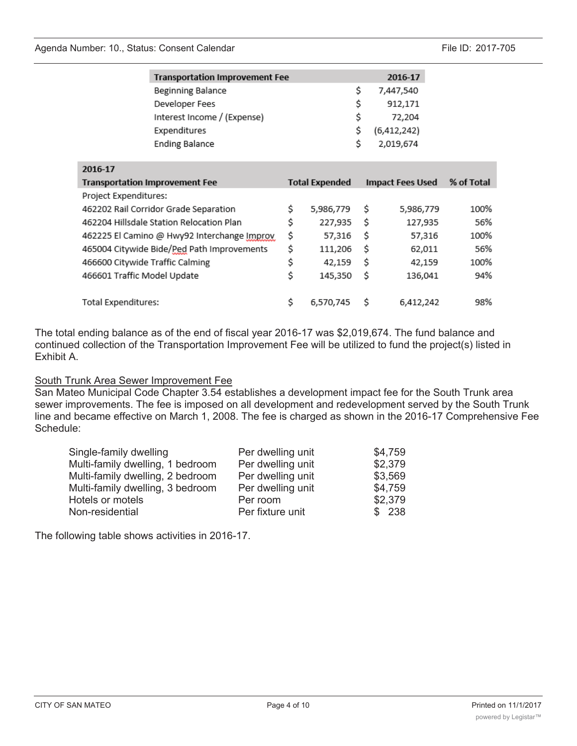| Transportation Improvement Fee | 2016-17 |
|---|---|
| Beginning Balance | $ 7,447,540 |
| Developer Fees | $ 912,171 |
| Interest Income / (Expense) | $ 72,204 |
| Expenditures | $ (6,412,242) |
| Ending Balance | $ 2,019,674 |

| 2016-17 Transportation Improvement Fee | Total Expended | Impact Fees Used | % of Total |
|---|---|---|---|
| Project Expenditures: | | | |
| 462202 Rail Corridor Grade Separation | $ 5,986,779 | $ 5,986,779 | 100% |
| 462204 Hillsdale Station Relocation Plan | $ 227,935 | $ 127,935 | 56% |
| 462225 El Camino @ Hwy92 Interchange Improv | $ 57,316 | $ 57,316 | 100% |
| 465004 Citywide Bide/Ped Path Improvements | $ 111,206 | $ 62,011 | 56% |
| 466600 Citywide Traffic Calming | $ 42,159 | $ 42,159 | 100% |
| 466601 Traffic Model Update | $ 145,350 | $ 136,041 | 94% |
| | | | |
| Total Expenditures: | $ 6,570,745 | $ 6,412,242 | 98% |

The total ending balance as of the end of fiscal year 2016-17 was $2,019,674. The fund balance and continued collection of the Transportation Improvement Fee will be utilized to fund the project(s) listed in Exhibit A.

<u>South Trunk Area Sewer Improvement Fee</u>

San Mateo Municipal Code Chapter 3.54 establishes a development impact fee for the South Trunk area sewer improvements. The fee is imposed on all development and redevelopment served by the South Trunk line and became effective on March 1, 2008. The fee is charged as shown in the 2016-17 Comprehensive Fee Schedule:

| | | |
|---|---|---|
| Single-family dwelling | Per dwelling unit | $4,759 |
| Multi-family dwelling, 1 bedroom | Per dwelling unit | $2,379 |
| Multi-family dwelling, 2 bedroom | Per dwelling unit | $3,569 |
| Multi-family dwelling, 3 bedroom | Per dwelling unit | $4,759 |
| Hotels or motels | Per room | $2,379 |
| Non-residential | Per fixture unit | $ 238 |

The following table shows activities in 2016-17.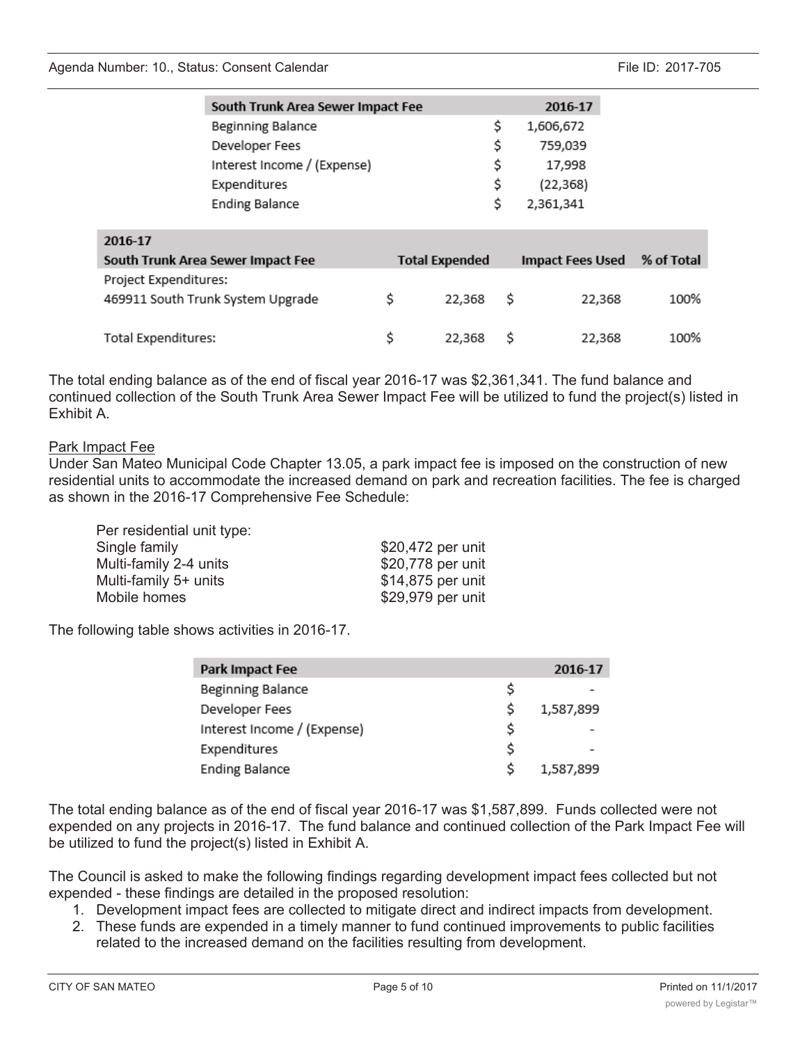| South Trunk Area Sewer Impact Fee | 2016-17 |
|---|---|
| Beginning Balance | $ 1,606,672 |
| Developer Fees | $ 759,039 |
| Interest Income / (Expense) | $ 17,998 |
| Expenditures | $ (22,368) |
| Ending Balance | $ 2,361,341 |

| 2016-17<br>South Trunk Area Sewer Impact Fee | Total Expended | Impact Fees Used | % of Total |
|---|---|---|---|
| Project Expenditures: | | | |
| 469911 South Trunk System Upgrade | $ 22,368 | $ 22,368 | 100% |
| Total Expenditures: | $ 22,368 | $ 22,368 | 100% |

The total ending balance as of the end of fiscal year 2016-17 was $2,361,341. The fund balance and continued collection of the South Trunk Area Sewer Impact Fee will be utilized to fund the project(s) listed in Exhibit A.

Park Impact Fee

Under San Mateo Municipal Code Chapter 13.05, a park impact fee is imposed on the construction of new residential units to accommodate the increased demand on park and recreation facilities. The fee is charged as shown in the 2016-17 Comprehensive Fee Schedule:

| Per residential unit type: | |
|---|---|
| Single family | $20,472 per unit |
| Multi-family 2-4 units | $20,778 per unit |
| Multi-family 5+ units | $14,875 per unit |
| Mobile homes | $29,979 per unit |

The following table shows activities in 2016-17.

| Park Impact Fee | 2016-17 |
|---|---|
| Beginning Balance | $ - |
| Developer Fees | $ 1,587,899 |
| Interest Income / (Expense) | $ - |
| Expenditures | $ - |
| Ending Balance | $ 1,587,899 |

The total ending balance as of the end of fiscal year 2016-17 was $1,587,899. Funds collected were not expended on any projects in 2016-17. The fund balance and continued collection of the Park Impact Fee will be utilized to fund the project(s) listed in Exhibit A.

The Council is asked to make the following findings regarding development impact fees collected but not expended - these findings are detailed in the proposed resolution:

1. Development impact fees are collected to mitigate direct and indirect impacts from development.
2. These funds are expended in a timely manner to fund continued improvements to public facilities related to the increased demand on the facilities resulting from development.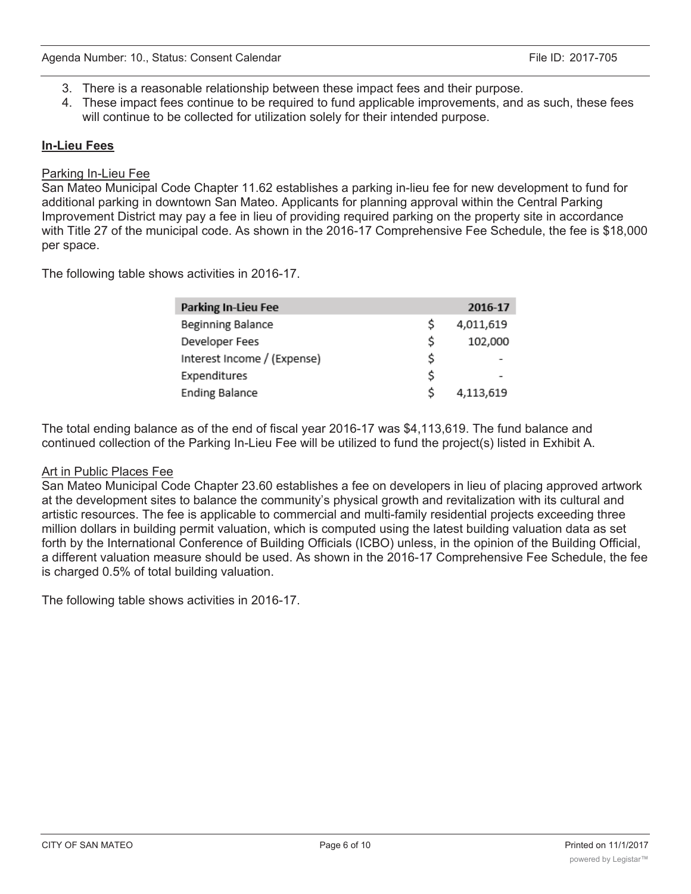3. There is a reasonable relationship between these impact fees and their purpose.
4. These impact fees continue to be required to fund applicable improvements, and as such, these fees will continue to be collected for utilization solely for their intended purpose.

## In-Lieu Fees

### Parking In-Lieu Fee

San Mateo Municipal Code Chapter 11.62 establishes a parking in-lieu fee for new development to fund for additional parking in downtown San Mateo. Applicants for planning approval within the Central Parking Improvement District may pay a fee in lieu of providing required parking on the property site in accordance with Title 27 of the municipal code. As shown in the 2016-17 Comprehensive Fee Schedule, the fee is $18,000 per space.

The following table shows activities in 2016-17.

| Parking In-Lieu Fee | | 2016-17 |
|---|---|---|
| Beginning Balance | $ | 4,011,619 |
| Developer Fees | $ | 102,000 |
| Interest Income / (Expense) | $ | - |
| Expenditures | $ | - |
| Ending Balance | $ | 4,113,619 |

The total ending balance as of the end of fiscal year 2016-17 was $4,113,619. The fund balance and continued collection of the Parking In-Lieu Fee will be utilized to fund the project(s) listed in Exhibit A.

### Art in Public Places Fee

San Mateo Municipal Code Chapter 23.60 establishes a fee on developers in lieu of placing approved artwork at the development sites to balance the community's physical growth and revitalization with its cultural and artistic resources. The fee is applicable to commercial and multi-family residential projects exceeding three million dollars in building permit valuation, which is computed using the latest building valuation data as set forth by the International Conference of Building Officials (ICBO) unless, in the opinion of the Building Official, a different valuation measure should be used. As shown in the 2016-17 Comprehensive Fee Schedule, the fee is charged 0.5% of total building valuation.

The following table shows activities in 2016-17.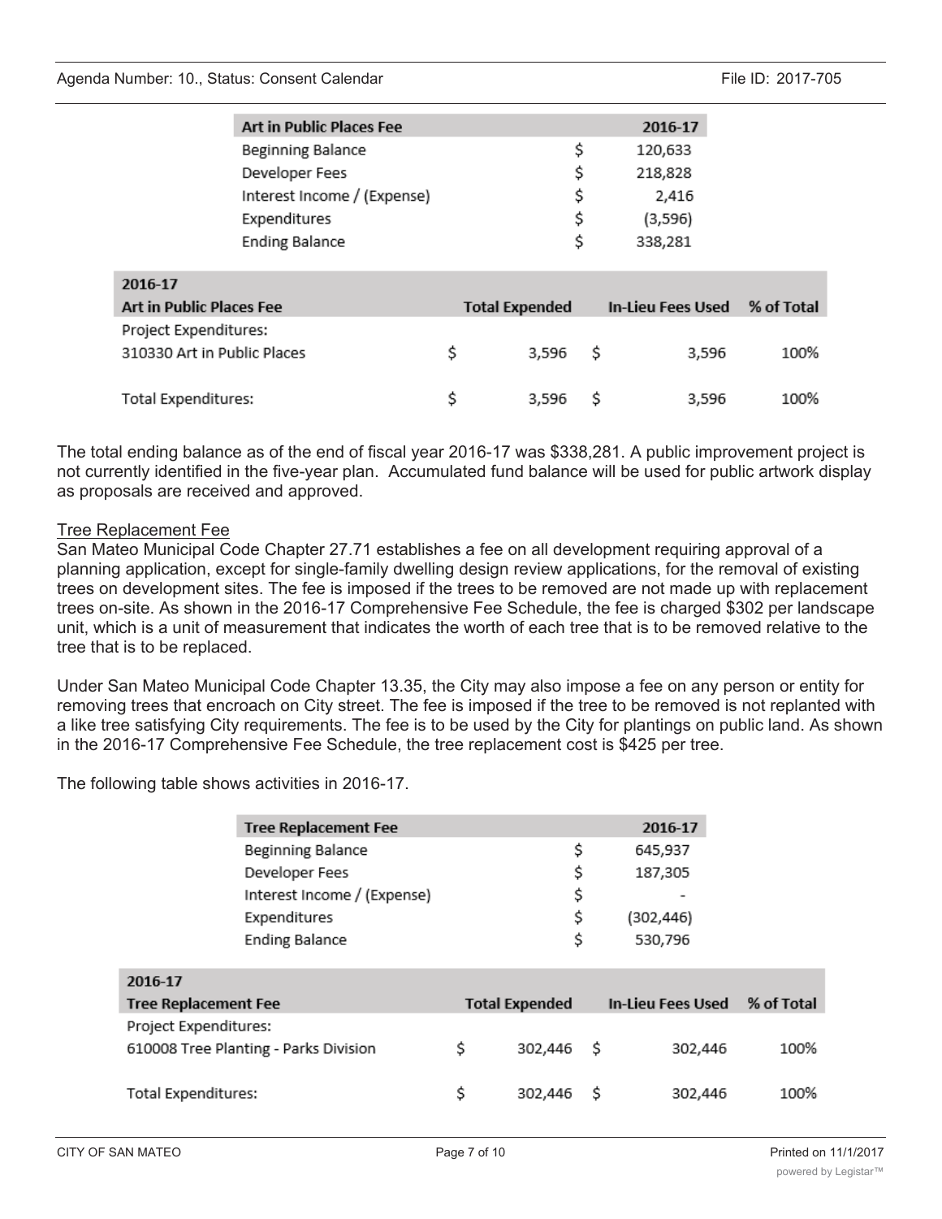| Art in Public Places Fee | | 2016-17 |
|---|---|---|
| Beginning Balance | $ | 120,633 |
| Developer Fees | $ | 218,828 |
| Interest Income / (Expense) | $ | 2,416 |
| Expenditures | $ | (3,596) |
| Ending Balance | $ | 338,281 |

| 2016-17<br>Art in Public Places Fee | | Total Expended | | In-Lieu Fees Used | % of Total |
|---|---|---|---|---|---|
| Project Expenditures: | | | | | |
| 310330 Art in Public Places | $ | 3,596 | $ | 3,596 | 100% |
| Total Expenditures: | $ | 3,596 | $ | 3,596 | 100% |

The total ending balance as of the end of fiscal year 2016-17 was $338,281. A public improvement project is not currently identified in the five-year plan. Accumulated fund balance will be used for public artwork display as proposals are received and approved.

Tree Replacement Fee

San Mateo Municipal Code Chapter 27.71 establishes a fee on all development requiring approval of a planning application, except for single-family dwelling design review applications, for the removal of existing trees on development sites. The fee is imposed if the trees to be removed are not made up with replacement trees on-site. As shown in the 2016-17 Comprehensive Fee Schedule, the fee is charged $302 per landscape unit, which is a unit of measurement that indicates the worth of each tree that is to be removed relative to the tree that is to be replaced.

Under San Mateo Municipal Code Chapter 13.35, the City may also impose a fee on any person or entity for removing trees that encroach on City street. The fee is imposed if the tree to be removed is not replanted with a like tree satisfying City requirements. The fee is to be used by the City for plantings on public land. As shown in the 2016-17 Comprehensive Fee Schedule, the tree replacement cost is $425 per tree.

The following table shows activities in 2016-17.

| Tree Replacement Fee | | 2016-17 |
|---|---|---|
| Beginning Balance | $ | 645,937 |
| Developer Fees | $ | 187,305 |
| Interest Income / (Expense) | $ | - |
| Expenditures | $ | (302,446) |
| Ending Balance | $ | 530,796 |

| 2016-17<br>Tree Replacement Fee | | Total Expended | | In-Lieu Fees Used | % of Total |
|---|---|---|---|---|---|
| Project Expenditures: | | | | | |
| 610008 Tree Planting - Parks Division | $ | 302,446 | $ | 302,446 | 100% |
| Total Expenditures: | $ | 302,446 | $ | 302,446 | 100% |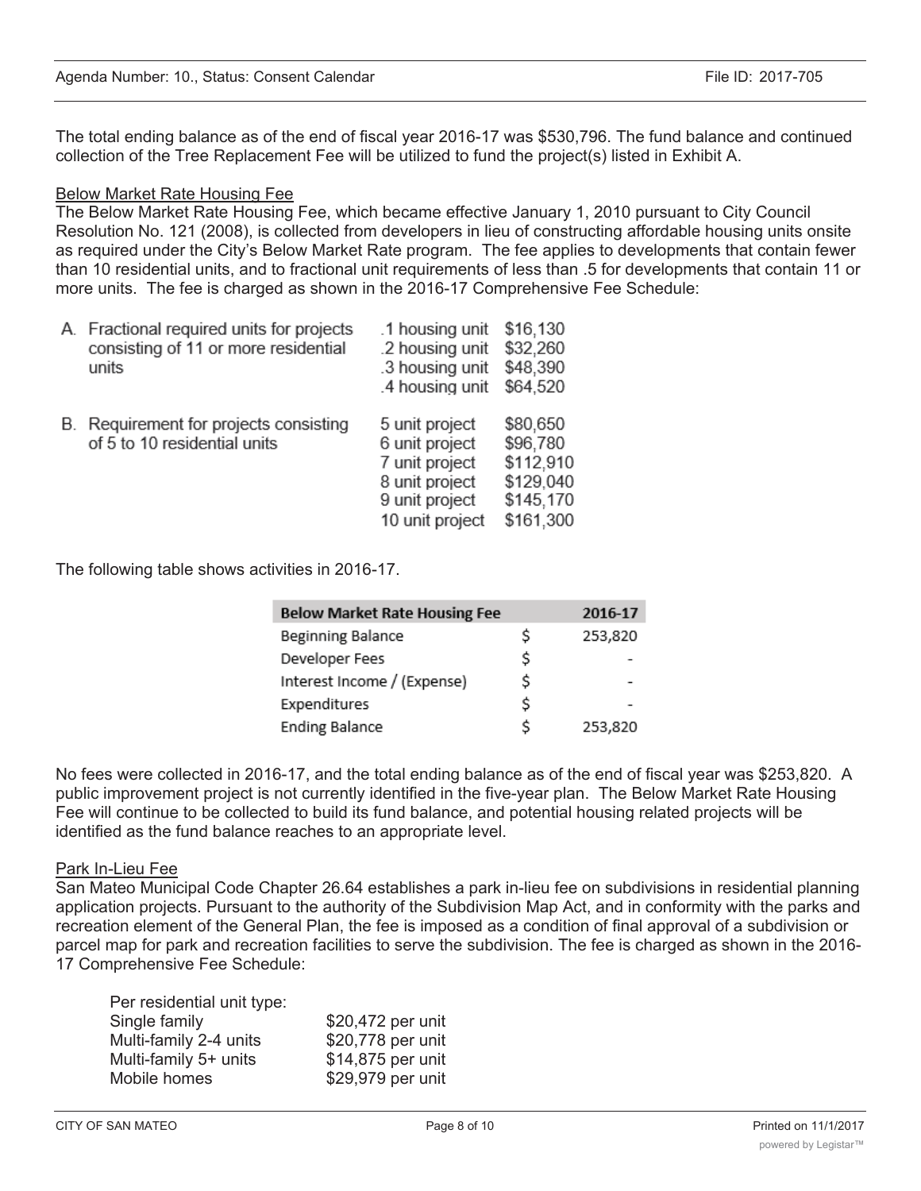The total ending balance as of the end of fiscal year 2016-17 was $530,796. The fund balance and continued collection of the Tree Replacement Fee will be utilized to fund the project(s) listed in Exhibit A.

Below Market Rate Housing Fee

The Below Market Rate Housing Fee, which became effective January 1, 2010 pursuant to City Council Resolution No. 121 (2008), is collected from developers in lieu of constructing affordable housing units onsite as required under the City's Below Market Rate program. The fee applies to developments that contain fewer than 10 residential units, and to fractional unit requirements of less than .5 for developments that contain 11 or more units. The fee is charged as shown in the 2016-17 Comprehensive Fee Schedule:

| | | |
|---|---|---|
| A. Fractional required units for projects consisting of 11 or more residential units | .1 housing unit | $16,130 |
| | .2 housing unit | $32,260 |
| | .3 housing unit | $48,390 |
| | .4 housing unit | $64,520 |
| B. Requirement for projects consisting of 5 to 10 residential units | 5 unit project | $80,650 |
| | 6 unit project | $96,780 |
| | 7 unit project | $112,910 |
| | 8 unit project | $129,040 |
| | 9 unit project | $145,170 |
| | 10 unit project | $161,300 |

The following table shows activities in 2016-17.

| Below Market Rate Housing Fee | | 2016-17 |
|---|---|---|
| Beginning Balance | $ | 253,820 |
| Developer Fees | $ | - |
| Interest Income / (Expense) | $ | - |
| Expenditures | $ | - |
| Ending Balance | $ | 253,820 |

No fees were collected in 2016-17, and the total ending balance as of the end of fiscal year was $253,820. A public improvement project is not currently identified in the five-year plan. The Below Market Rate Housing Fee will continue to be collected to build its fund balance, and potential housing related projects will be identified as the fund balance reaches to an appropriate level.

Park In-Lieu Fee

San Mateo Municipal Code Chapter 26.64 establishes a park in-lieu fee on subdivisions in residential planning application projects. Pursuant to the authority of the Subdivision Map Act, and in conformity with the parks and recreation element of the General Plan, the fee is imposed as a condition of final approval of a subdivision or parcel map for park and recreation facilities to serve the subdivision. The fee is charged as shown in the 2016-17 Comprehensive Fee Schedule:

| Per residential unit type: | |
|---|---|
| Single family | $20,472 per unit |
| Multi-family 2-4 units | $20,778 per unit |
| Multi-family 5+ units | $14,875 per unit |
| Mobile homes | $29,979 per unit |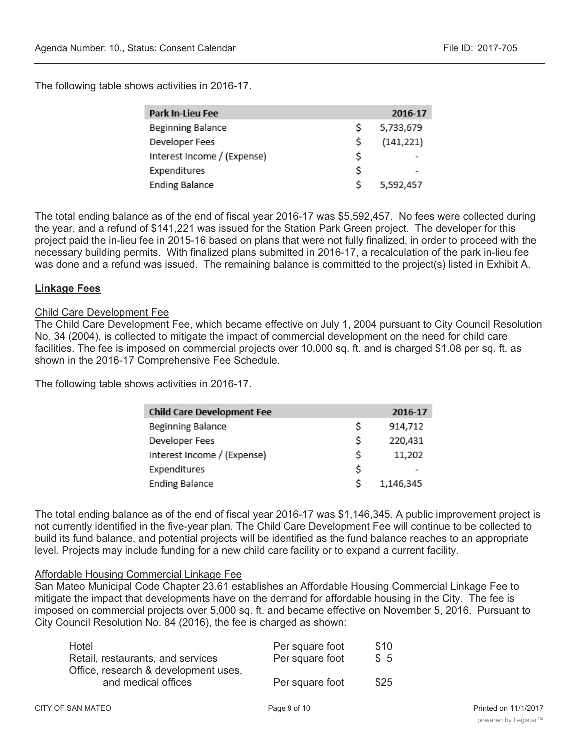The following table shows activities in 2016-17.

| Park In-Lieu Fee | | 2016-17 |
|---|---|---|
| Beginning Balance | $ | 5,733,679 |
| Developer Fees | $ | (141,221) |
| Interest Income / (Expense) | $ | - |
| Expenditures | $ | - |
| Ending Balance | $ | 5,592,457 |

The total ending balance as of the end of fiscal year 2016-17 was $5,592,457. No fees were collected during the year, and a refund of $141,221 was issued for the Station Park Green project. The developer for this project paid the in-lieu fee in 2015-16 based on plans that were not fully finalized, in order to proceed with the necessary building permits. With finalized plans submitted in 2016-17, a recalculation of the park in-lieu fee was done and a refund was issued. The remaining balance is committed to the project(s) listed in Exhibit A.

## Linkage Fees

### Child Care Development Fee

The Child Care Development Fee, which became effective on July 1, 2004 pursuant to City Council Resolution No. 34 (2004), is collected to mitigate the impact of commercial development on the need for child care facilities. The fee is imposed on commercial projects over 10,000 sq. ft. and is charged $1.08 per sq. ft. as shown in the 2016-17 Comprehensive Fee Schedule.

The following table shows activities in 2016-17.

| Child Care Development Fee | | 2016-17 |
|---|---|---|
| Beginning Balance | $ | 914,712 |
| Developer Fees | $ | 220,431 |
| Interest Income / (Expense) | $ | 11,202 |
| Expenditures | $ | - |
| Ending Balance | $ | 1,146,345 |

The total ending balance as of the end of fiscal year 2016-17 was $1,146,345. A public improvement project is not currently identified in the five-year plan. The Child Care Development Fee will continue to be collected to build its fund balance, and potential projects will be identified as the fund balance reaches to an appropriate level. Projects may include funding for a new child care facility or to expand a current facility.

### Affordable Housing Commercial Linkage Fee

San Mateo Municipal Code Chapter 23.61 establishes an Affordable Housing Commercial Linkage Fee to mitigate the impact that developments have on the demand for affordable housing in the City. The fee is imposed on commercial projects over 5,000 sq. ft. and became effective on November 5, 2016. Pursuant to City Council Resolution No. 84 (2016), the fee is charged as shown:

| | | |
|---|---|---|
| Hotel | Per square foot | $10 |
| Retail, restaurants, and services | Per square foot | $ 5 |
| Office, research & development uses, and medical offices | Per square foot | $25 |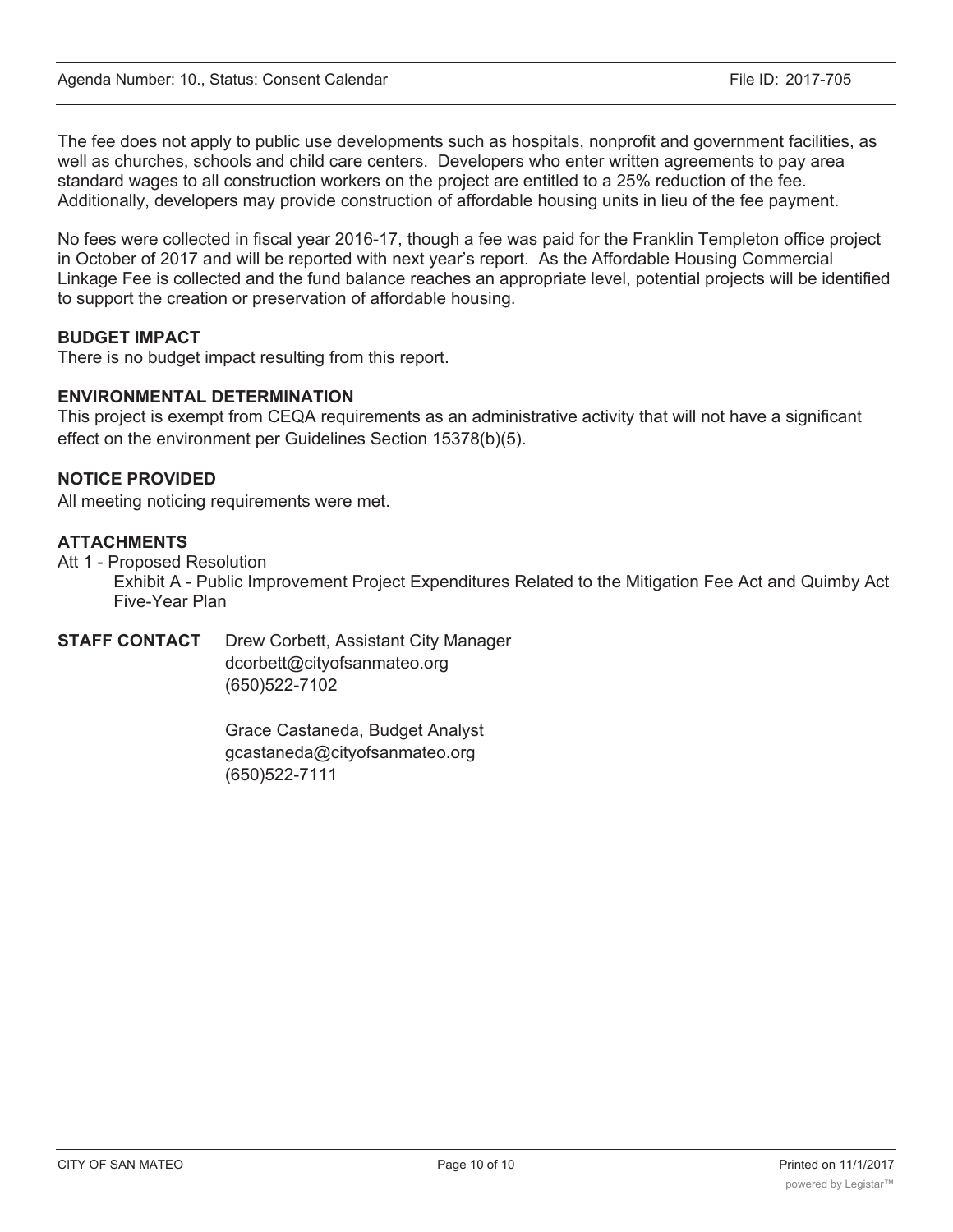The fee does not apply to public use developments such as hospitals, nonprofit and government facilities, as well as churches, schools and child care centers. Developers who enter written agreements to pay area standard wages to all construction workers on the project are entitled to a 25% reduction of the fee. Additionally, developers may provide construction of affordable housing units in lieu of the fee payment.

No fees were collected in fiscal year 2016-17, though a fee was paid for the Franklin Templeton office project in October of 2017 and will be reported with next year's report. As the Affordable Housing Commercial Linkage Fee is collected and the fund balance reaches an appropriate level, potential projects will be identified to support the creation or preservation of affordable housing.

**BUDGET IMPACT**
There is no budget impact resulting from this report.

**ENVIRONMENTAL DETERMINATION**
This project is exempt from CEQA requirements as an administrative activity that will not have a significant effect on the environment per Guidelines Section 15378(b)(5).

**NOTICE PROVIDED**
All meeting noticing requirements were met.

**ATTACHMENTS**
Att 1 - Proposed Resolution
Exhibit A - Public Improvement Project Expenditures Related to the Mitigation Fee Act and Quimby Act Five-Year Plan

**STAFF CONTACT**
Drew Corbett, Assistant City Manager
dcorbett@cityofsanmateo.org
(650)522-7102

Grace Castaneda, Budget Analyst
gcastaneda@cityofsanmateo.org
(650)522-7111